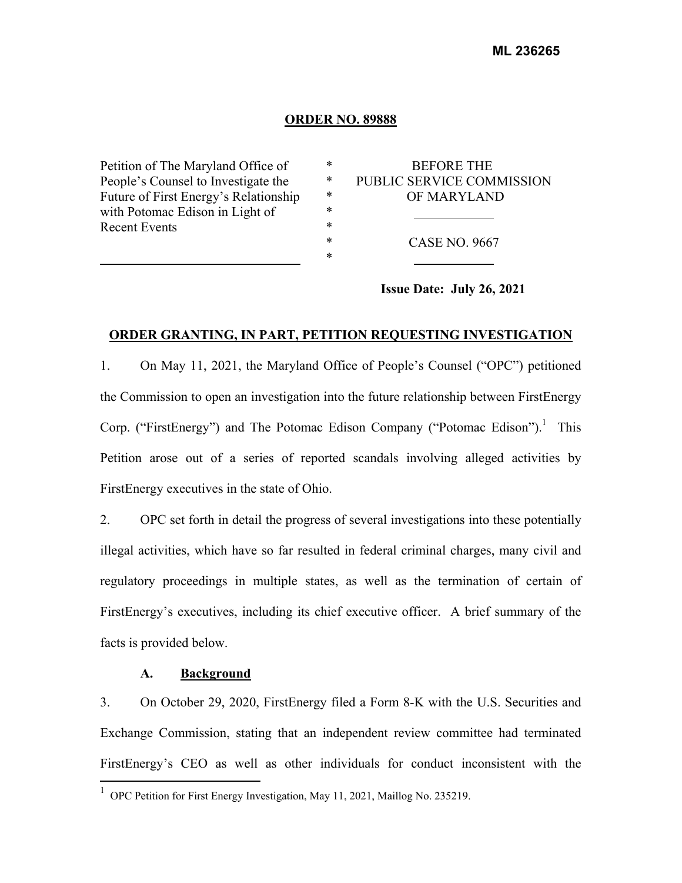**ML 236265**

**ORDER NO. 89888**

| Petition of The Maryland Office of People's Counsel to Investigate the Future of First Energy's Relationship with Potomac Edison in Light of Recent Events | * * * * * * * | BEFORE THE PUBLIC SERVICE COMMISSION OF MARYLAND<br><br>CASE NO. 9667 |
|---|---|---|

**Issue Date: July 26, 2021**

**ORDER GRANTING, IN PART, PETITION REQUESTING INVESTIGATION**

1. On May 11, 2021, the Maryland Office of People's Counsel ("OPC") petitioned the Commission to open an investigation into the future relationship between FirstEnergy Corp. ("FirstEnergy") and The Potomac Edison Company ("Potomac Edison").[1] This Petition arose out of a series of reported scandals involving alleged activities by FirstEnergy executives in the state of Ohio.

2. OPC set forth in detail the progress of several investigations into these potentially illegal activities, which have so far resulted in federal criminal charges, many civil and regulatory proceedings in multiple states, as well as the termination of certain of FirstEnergy's executives, including its chief executive officer. A brief summary of the facts is provided below.

**A. Background**

3. On October 29, 2020, FirstEnergy filed a Form 8-K with the U.S. Securities and Exchange Commission, stating that an independent review committee had terminated FirstEnergy's CEO as well as other individuals for conduct inconsistent with the

[1] OPC Petition for First Energy Investigation, May 11, 2021, Maillog No. 235219.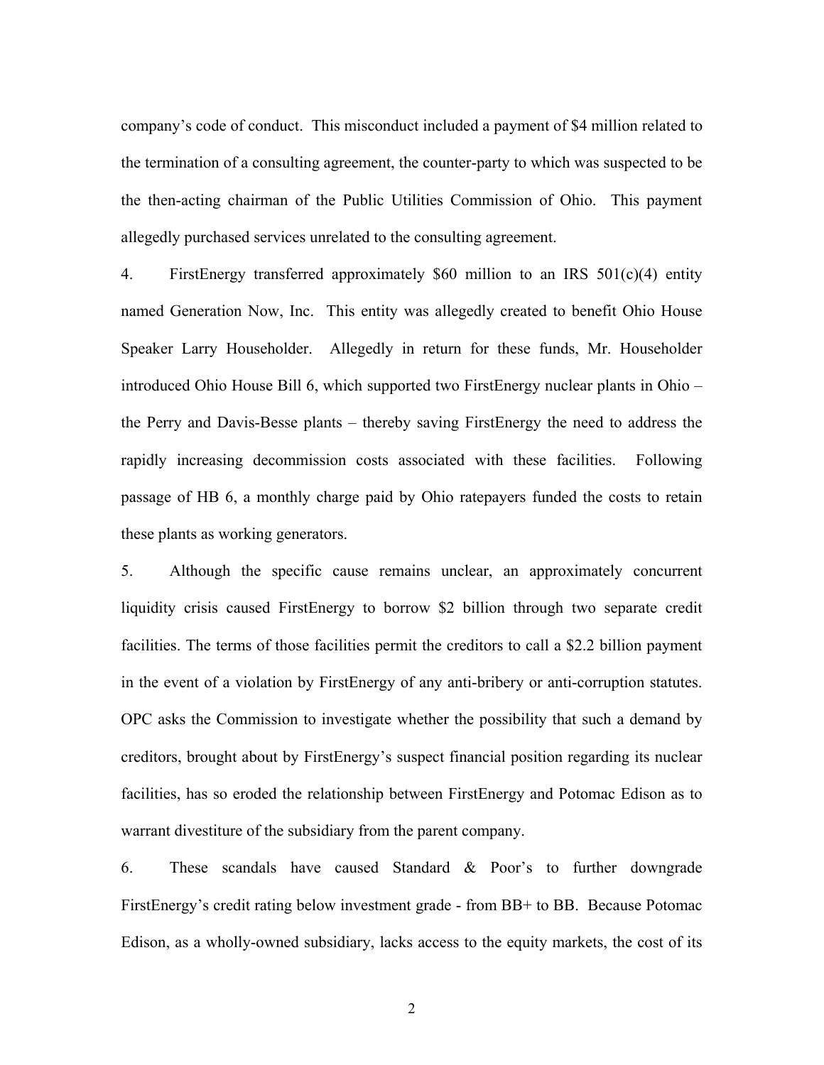company's code of conduct. This misconduct included a payment of $4 million related to the termination of a consulting agreement, the counter-party to which was suspected to be the then-acting chairman of the Public Utilities Commission of Ohio. This payment allegedly purchased services unrelated to the consulting agreement.

4. FirstEnergy transferred approximately $60 million to an IRS 501(c)(4) entity named Generation Now, Inc. This entity was allegedly created to benefit Ohio House Speaker Larry Householder. Allegedly in return for these funds, Mr. Householder introduced Ohio House Bill 6, which supported two FirstEnergy nuclear plants in Ohio – the Perry and Davis-Besse plants – thereby saving FirstEnergy the need to address the rapidly increasing decommission costs associated with these facilities. Following passage of HB 6, a monthly charge paid by Ohio ratepayers funded the costs to retain these plants as working generators.

5. Although the specific cause remains unclear, an approximately concurrent liquidity crisis caused FirstEnergy to borrow $2 billion through two separate credit facilities. The terms of those facilities permit the creditors to call a $2.2 billion payment in the event of a violation by FirstEnergy of any anti-bribery or anti-corruption statutes. OPC asks the Commission to investigate whether the possibility that such a demand by creditors, brought about by FirstEnergy's suspect financial position regarding its nuclear facilities, has so eroded the relationship between FirstEnergy and Potomac Edison as to warrant divestiture of the subsidiary from the parent company.

6. These scandals have caused Standard & Poor's to further downgrade FirstEnergy's credit rating below investment grade - from BB+ to BB. Because Potomac Edison, as a wholly-owned subsidiary, lacks access to the equity markets, the cost of its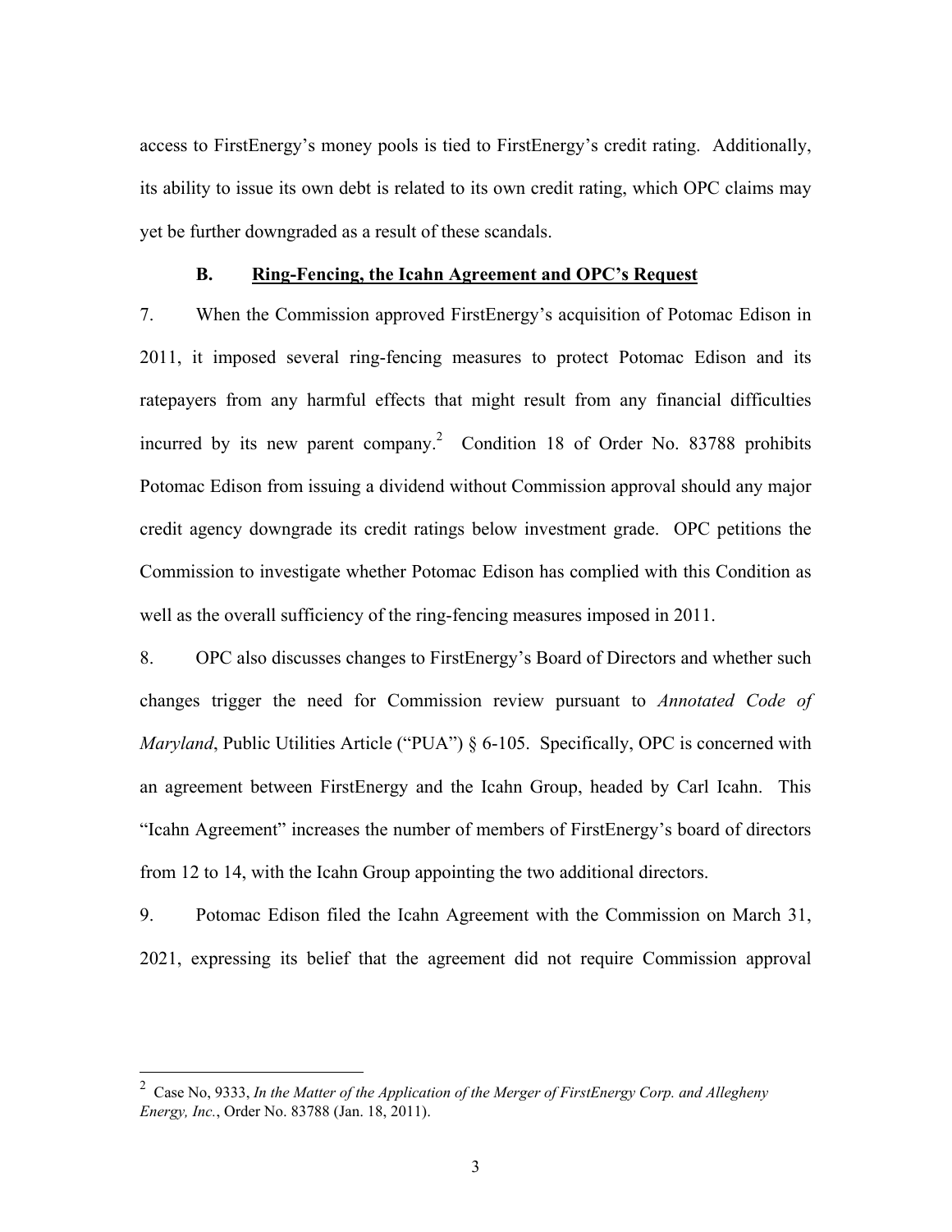access to FirstEnergy's money pools is tied to FirstEnergy's credit rating. Additionally, its ability to issue its own debt is related to its own credit rating, which OPC claims may yet be further downgraded as a result of these scandals.

### B. Ring-Fencing, the Icahn Agreement and OPC's Request

7. When the Commission approved FirstEnergy's acquisition of Potomac Edison in 2011, it imposed several ring-fencing measures to protect Potomac Edison and its ratepayers from any harmful effects that might result from any financial difficulties incurred by its new parent company.[2] Condition 18 of Order No. 83788 prohibits Potomac Edison from issuing a dividend without Commission approval should any major credit agency downgrade its credit ratings below investment grade. OPC petitions the Commission to investigate whether Potomac Edison has complied with this Condition as well as the overall sufficiency of the ring-fencing measures imposed in 2011.

8. OPC also discusses changes to FirstEnergy's Board of Directors and whether such changes trigger the need for Commission review pursuant to *Annotated Code of Maryland*, Public Utilities Article ("PUA") § 6-105. Specifically, OPC is concerned with an agreement between FirstEnergy and the Icahn Group, headed by Carl Icahn. This "Icahn Agreement" increases the number of members of FirstEnergy's board of directors from 12 to 14, with the Icahn Group appointing the two additional directors.

9. Potomac Edison filed the Icahn Agreement with the Commission on March 31, 2021, expressing its belief that the agreement did not require Commission approval

---

[2] Case No, 9333, *In the Matter of the Application of the Merger of FirstEnergy Corp. and Allegheny Energy, Inc.*, Order No. 83788 (Jan. 18, 2011).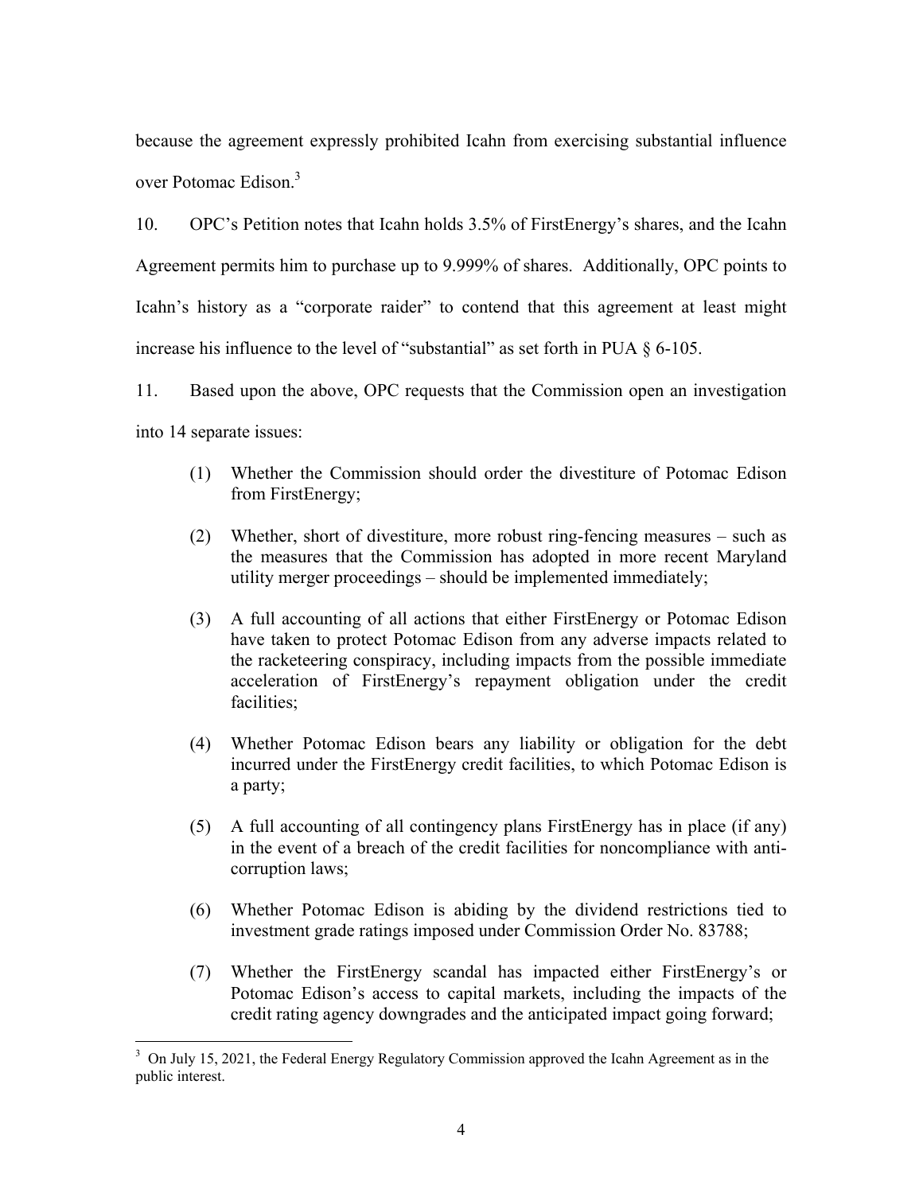because the agreement expressly prohibited Icahn from exercising substantial influence over Potomac Edison.[3]

10. OPC's Petition notes that Icahn holds 3.5% of FirstEnergy's shares, and the Icahn Agreement permits him to purchase up to 9.999% of shares. Additionally, OPC points to Icahn's history as a "corporate raider" to contend that this agreement at least might increase his influence to the level of "substantial" as set forth in PUA § 6-105.

11. Based upon the above, OPC requests that the Commission open an investigation into 14 separate issues:

(1) Whether the Commission should order the divestiture of Potomac Edison from FirstEnergy;

(2) Whether, short of divestiture, more robust ring-fencing measures – such as the measures that the Commission has adopted in more recent Maryland utility merger proceedings – should be implemented immediately;

(3) A full accounting of all actions that either FirstEnergy or Potomac Edison have taken to protect Potomac Edison from any adverse impacts related to the racketeering conspiracy, including impacts from the possible immediate acceleration of FirstEnergy's repayment obligation under the credit facilities;

(4) Whether Potomac Edison bears any liability or obligation for the debt incurred under the FirstEnergy credit facilities, to which Potomac Edison is a party;

(5) A full accounting of all contingency plans FirstEnergy has in place (if any) in the event of a breach of the credit facilities for noncompliance with anti-corruption laws;

(6) Whether Potomac Edison is abiding by the dividend restrictions tied to investment grade ratings imposed under Commission Order No. 83788;

(7) Whether the FirstEnergy scandal has impacted either FirstEnergy's or Potomac Edison's access to capital markets, including the impacts of the credit rating agency downgrades and the anticipated impact going forward;

---

[3] On July 15, 2021, the Federal Energy Regulatory Commission approved the Icahn Agreement as in the public interest.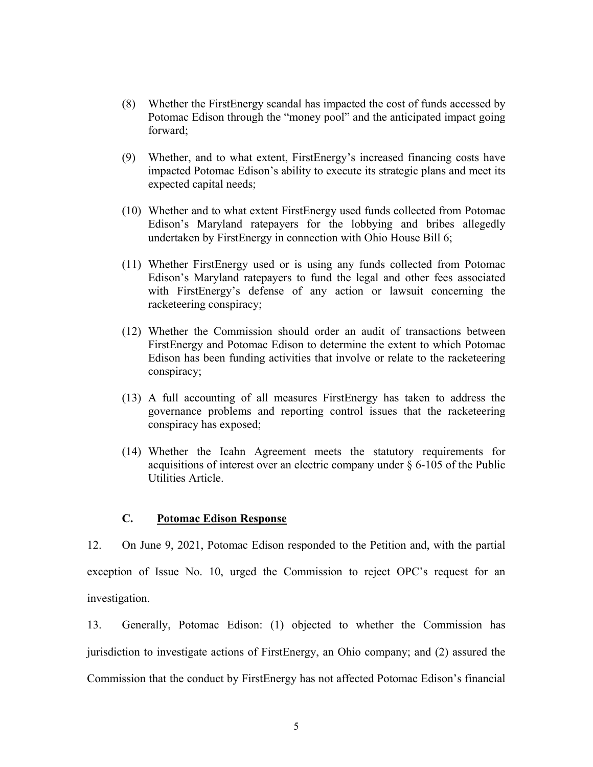(8) Whether the FirstEnergy scandal has impacted the cost of funds accessed by Potomac Edison through the "money pool" and the anticipated impact going forward;

(9) Whether, and to what extent, FirstEnergy's increased financing costs have impacted Potomac Edison's ability to execute its strategic plans and meet its expected capital needs;

(10) Whether and to what extent FirstEnergy used funds collected from Potomac Edison's Maryland ratepayers for the lobbying and bribes allegedly undertaken by FirstEnergy in connection with Ohio House Bill 6;

(11) Whether FirstEnergy used or is using any funds collected from Potomac Edison's Maryland ratepayers to fund the legal and other fees associated with FirstEnergy's defense of any action or lawsuit concerning the racketeering conspiracy;

(12) Whether the Commission should order an audit of transactions between FirstEnergy and Potomac Edison to determine the extent to which Potomac Edison has been funding activities that involve or relate to the racketeering conspiracy;

(13) A full accounting of all measures FirstEnergy has taken to address the governance problems and reporting control issues that the racketeering conspiracy has exposed;

(14) Whether the Icahn Agreement meets the statutory requirements for acquisitions of interest over an electric company under § 6-105 of the Public Utilities Article.

### C. Potomac Edison Response

12. On June 9, 2021, Potomac Edison responded to the Petition and, with the partial exception of Issue No. 10, urged the Commission to reject OPC's request for an investigation.

13. Generally, Potomac Edison: (1) objected to whether the Commission has jurisdiction to investigate actions of FirstEnergy, an Ohio company; and (2) assured the Commission that the conduct by FirstEnergy has not affected Potomac Edison's financial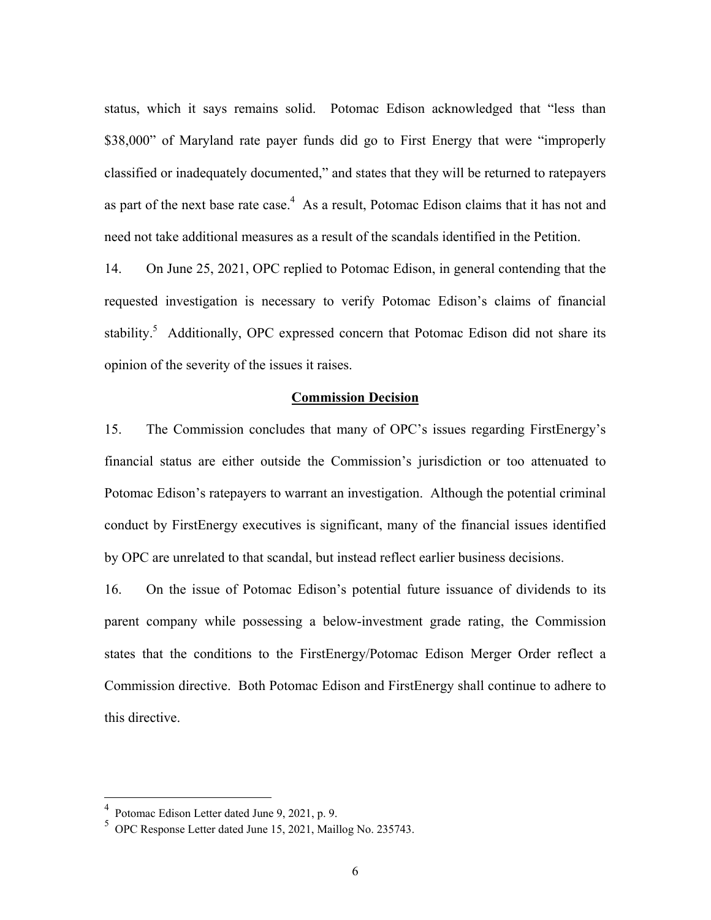status, which it says remains solid. Potomac Edison acknowledged that "less than $38,000" of Maryland rate payer funds did go to First Energy that were "improperly classified or inadequately documented," and states that they will be returned to ratepayers as part of the next base rate case.[4] As a result, Potomac Edison claims that it has not and need not take additional measures as a result of the scandals identified in the Petition.

14. On June 25, 2021, OPC replied to Potomac Edison, in general contending that the requested investigation is necessary to verify Potomac Edison's claims of financial stability.[5] Additionally, OPC expressed concern that Potomac Edison did not share its opinion of the severity of the issues it raises.

**Commission Decision**

15. The Commission concludes that many of OPC's issues regarding FirstEnergy's financial status are either outside the Commission's jurisdiction or too attenuated to Potomac Edison's ratepayers to warrant an investigation. Although the potential criminal conduct by FirstEnergy executives is significant, many of the financial issues identified by OPC are unrelated to that scandal, but instead reflect earlier business decisions.

16. On the issue of Potomac Edison's potential future issuance of dividends to its parent company while possessing a below-investment grade rating, the Commission states that the conditions to the FirstEnergy/Potomac Edison Merger Order reflect a Commission directive. Both Potomac Edison and FirstEnergy shall continue to adhere to this directive.

---

[4] Potomac Edison Letter dated June 9, 2021, p. 9.

[5] OPC Response Letter dated June 15, 2021, Maillog No. 235743.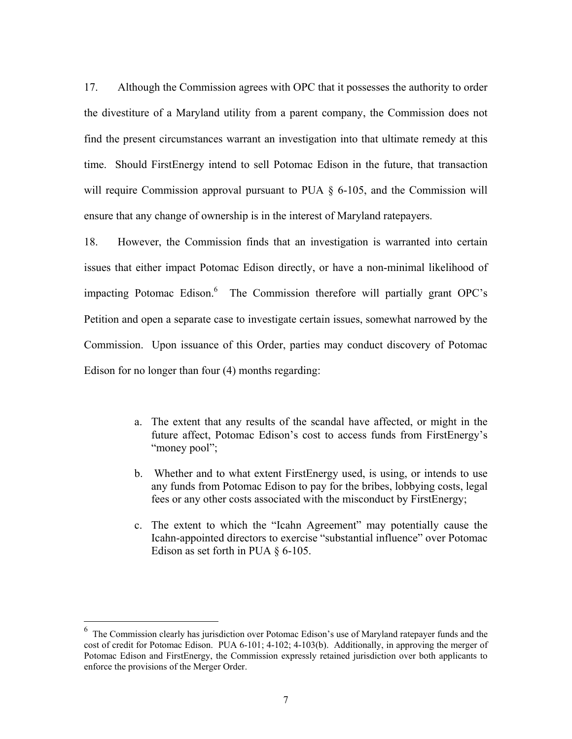17. Although the Commission agrees with OPC that it possesses the authority to order the divestiture of a Maryland utility from a parent company, the Commission does not find the present circumstances warrant an investigation into that ultimate remedy at this time. Should FirstEnergy intend to sell Potomac Edison in the future, that transaction will require Commission approval pursuant to PUA § 6-105, and the Commission will ensure that any change of ownership is in the interest of Maryland ratepayers.

18. However, the Commission finds that an investigation is warranted into certain issues that either impact Potomac Edison directly, or have a non-minimal likelihood of impacting Potomac Edison.[6] The Commission therefore will partially grant OPC's Petition and open a separate case to investigate certain issues, somewhat narrowed by the Commission. Upon issuance of this Order, parties may conduct discovery of Potomac Edison for no longer than four (4) months regarding:

a. The extent that any results of the scandal have affected, or might in the future affect, Potomac Edison's cost to access funds from FirstEnergy's "money pool";

b. Whether and to what extent FirstEnergy used, is using, or intends to use any funds from Potomac Edison to pay for the bribes, lobbying costs, legal fees or any other costs associated with the misconduct by FirstEnergy;

c. The extent to which the "Icahn Agreement" may potentially cause the Icahn-appointed directors to exercise "substantial influence" over Potomac Edison as set forth in PUA § 6-105.

---

[6] The Commission clearly has jurisdiction over Potomac Edison's use of Maryland ratepayer funds and the cost of credit for Potomac Edison. PUA 6-101; 4-102; 4-103(b). Additionally, in approving the merger of Potomac Edison and FirstEnergy, the Commission expressly retained jurisdiction over both applicants to enforce the provisions of the Merger Order.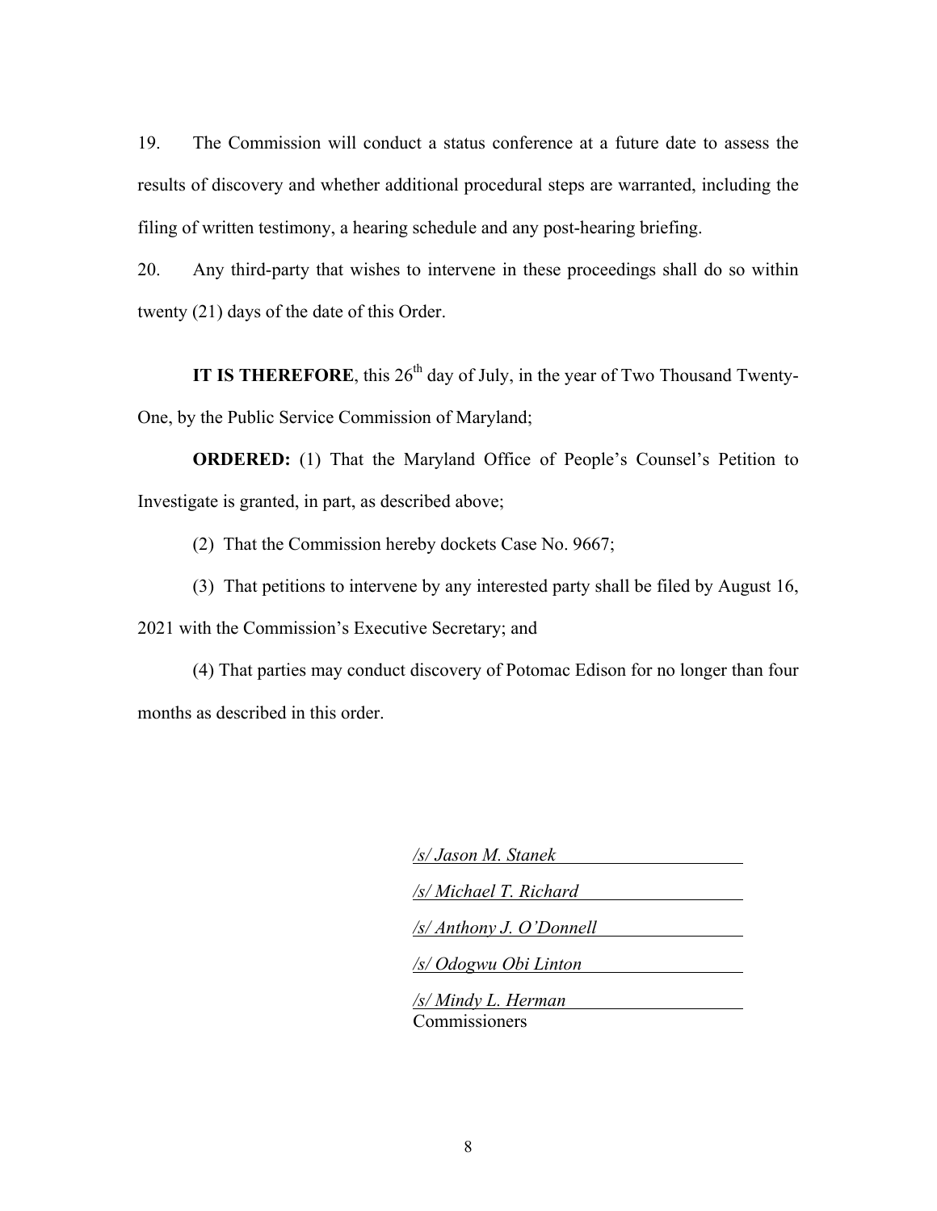19. The Commission will conduct a status conference at a future date to assess the results of discovery and whether additional procedural steps are warranted, including the filing of written testimony, a hearing schedule and any post-hearing briefing.

20. Any third-party that wishes to intervene in these proceedings shall do so within twenty (21) days of the date of this Order.

**IT IS THEREFORE**, this 26th day of July, in the year of Two Thousand Twenty-One, by the Public Service Commission of Maryland;

**ORDERED:** (1) That the Maryland Office of People's Counsel's Petition to Investigate is granted, in part, as described above;

(2) That the Commission hereby dockets Case No. 9667;

(3) That petitions to intervene by any interested party shall be filed by August 16, 2021 with the Commission's Executive Secretary; and

(4) That parties may conduct discovery of Potomac Edison for no longer than four months as described in this order.

*/s/ Jason M. Stanek*

*/s/ Michael T. Richard*

*/s/ Anthony J. O'Donnell*

*/s/ Odogwu Obi Linton*

*/s/ Mindy L. Herman*

Commissioners